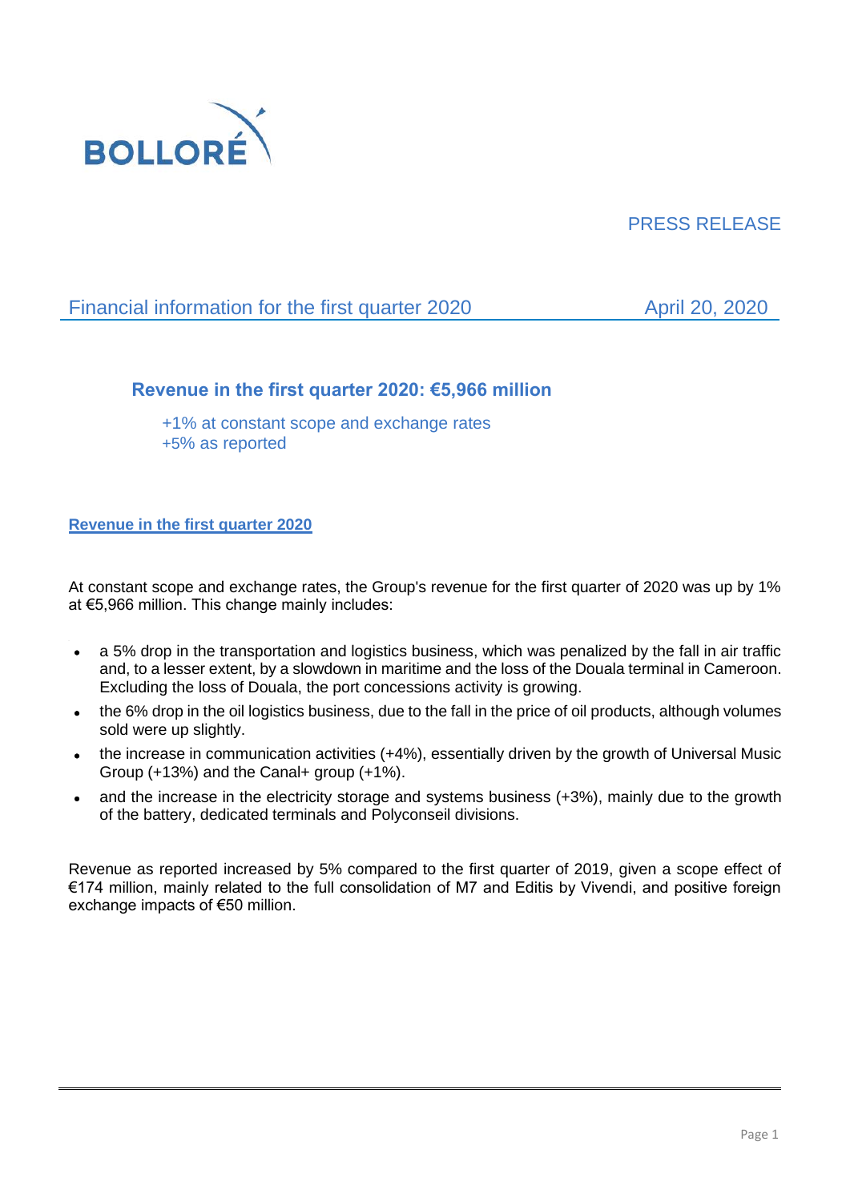BOLLORÉ

PRESS RELEASE

## Financial information for the first quarter 2020 — April 20, 2020

### Revenue in the first quarter 2020: €5,966 million

+1% at constant scope and exchange rates
+5% as reported

**Revenue in the first quarter 2020**

At constant scope and exchange rates, the Group's revenue for the first quarter of 2020 was up by 1% at €5,966 million. This change mainly includes:

- a 5% drop in the transportation and logistics business, which was penalized by the fall in air traffic and, to a lesser extent, by a slowdown in maritime and the loss of the Douala terminal in Cameroon. Excluding the loss of Douala, the port concessions activity is growing.
- the 6% drop in the oil logistics business, due to the fall in the price of oil products, although volumes sold were up slightly.
- the increase in communication activities (+4%), essentially driven by the growth of Universal Music Group (+13%) and the Canal+ group (+1%).
- and the increase in the electricity storage and systems business (+3%), mainly due to the growth of the battery, dedicated terminals and Polyconseil divisions.

Revenue as reported increased by 5% compared to the first quarter of 2019, given a scope effect of €174 million, mainly related to the full consolidation of M7 and Editis by Vivendi, and positive foreign exchange impacts of €50 million.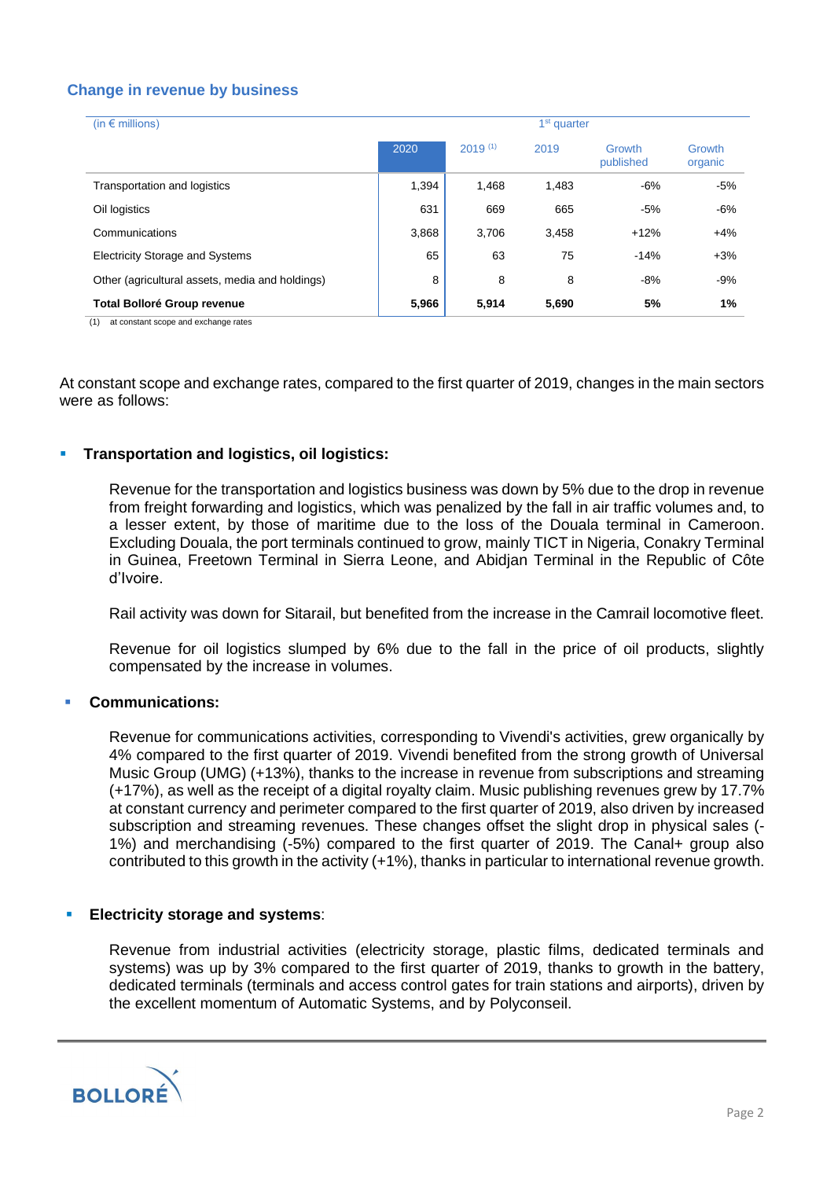## Change in revenue by business

| (in € millions) | 1st quarter | | | | |
|---|---|---|---|---|---|
| | 2020 | 2019 (1) | 2019 | Growth published | Growth organic |
| Transportation and logistics | 1,394 | 1,468 | 1,483 | -6% | -5% |
| Oil logistics | 631 | 669 | 665 | -5% | -6% |
| Communications | 3,868 | 3,706 | 3,458 | +12% | +4% |
| Electricity Storage and Systems | 65 | 63 | 75 | -14% | +3% |
| Other (agricultural assets, media and holdings) | 8 | 8 | 8 | -8% | -9% |
| **Total Bolloré Group revenue** | **5,966** | **5,914** | **5,690** | **5%** | **1%** |

(1) at constant scope and exchange rates

At constant scope and exchange rates, compared to the first quarter of 2019, changes in the main sectors were as follows:

- **Transportation and logistics, oil logistics:**

  Revenue for the transportation and logistics business was down by 5% due to the drop in revenue from freight forwarding and logistics, which was penalized by the fall in air traffic volumes and, to a lesser extent, by those of maritime due to the loss of the Douala terminal in Cameroon. Excluding Douala, the port terminals continued to grow, mainly TICT in Nigeria, Conakry Terminal in Guinea, Freetown Terminal in Sierra Leone, and Abidjan Terminal in the Republic of Côte d'Ivoire.

  Rail activity was down for Sitarail, but benefited from the increase in the Camrail locomotive fleet.

  Revenue for oil logistics slumped by 6% due to the fall in the price of oil products, slightly compensated by the increase in volumes.

- **Communications:**

  Revenue for communications activities, corresponding to Vivendi's activities, grew organically by 4% compared to the first quarter of 2019. Vivendi benefited from the strong growth of Universal Music Group (UMG) (+13%), thanks to the increase in revenue from subscriptions and streaming (+17%), as well as the receipt of a digital royalty claim. Music publishing revenues grew by 17.7% at constant currency and perimeter compared to the first quarter of 2019, also driven by increased subscription and streaming revenues. These changes offset the slight drop in physical sales (-1%) and merchandising (-5%) compared to the first quarter of 2019. The Canal+ group also contributed to this growth in the activity (+1%), thanks in particular to international revenue growth.

- **Electricity storage and systems**:

  Revenue from industrial activities (electricity storage, plastic films, dedicated terminals and systems) was up by 3% compared to the first quarter of 2019, thanks to growth in the battery, dedicated terminals (terminals and access control gates for train stations and airports), driven by the excellent momentum of Automatic Systems, and by Polyconseil.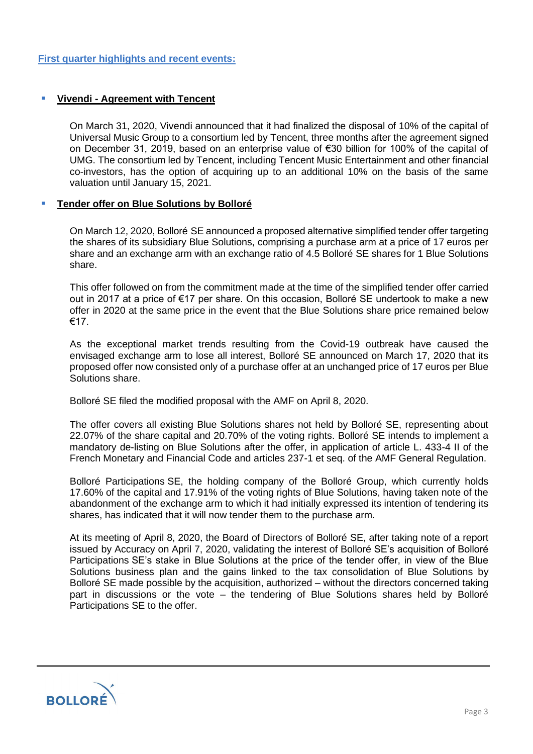## First quarter highlights and recent events:

- **Vivendi - Agreement with Tencent**

  On March 31, 2020, Vivendi announced that it had finalized the disposal of 10% of the capital of Universal Music Group to a consortium led by Tencent, three months after the agreement signed on December 31, 2019, based on an enterprise value of €30 billion for 100% of the capital of UMG. The consortium led by Tencent, including Tencent Music Entertainment and other financial co-investors, has the option of acquiring up to an additional 10% on the basis of the same valuation until January 15, 2021.

- **Tender offer on Blue Solutions by Bolloré**

  On March 12, 2020, Bolloré SE announced a proposed alternative simplified tender offer targeting the shares of its subsidiary Blue Solutions, comprising a purchase arm at a price of 17 euros per share and an exchange arm with an exchange ratio of 4.5 Bolloré SE shares for 1 Blue Solutions share.

  This offer followed on from the commitment made at the time of the simplified tender offer carried out in 2017 at a price of €17 per share. On this occasion, Bolloré SE undertook to make a new offer in 2020 at the same price in the event that the Blue Solutions share price remained below €17.

  As the exceptional market trends resulting from the Covid-19 outbreak have caused the envisaged exchange arm to lose all interest, Bolloré SE announced on March 17, 2020 that its proposed offer now consisted only of a purchase offer at an unchanged price of 17 euros per Blue Solutions share.

  Bolloré SE filed the modified proposal with the AMF on April 8, 2020.

  The offer covers all existing Blue Solutions shares not held by Bolloré SE, representing about 22.07% of the share capital and 20.70% of the voting rights. Bolloré SE intends to implement a mandatory de-listing on Blue Solutions after the offer, in application of article L. 433-4 II of the French Monetary and Financial Code and articles 237-1 et seq. of the AMF General Regulation.

  Bolloré Participations SE, the holding company of the Bolloré Group, which currently holds 17.60% of the capital and 17.91% of the voting rights of Blue Solutions, having taken note of the abandonment of the exchange arm to which it had initially expressed its intention of tendering its shares, has indicated that it will now tender them to the purchase arm.

  At its meeting of April 8, 2020, the Board of Directors of Bolloré SE, after taking note of a report issued by Accuracy on April 7, 2020, validating the interest of Bolloré SE's acquisition of Bolloré Participations SE's stake in Blue Solutions at the price of the tender offer, in view of the Blue Solutions business plan and the gains linked to the tax consolidation of Blue Solutions by Bolloré SE made possible by the acquisition, authorized – without the directors concerned taking part in discussions or the vote – the tendering of Blue Solutions shares held by Bolloré Participations SE to the offer.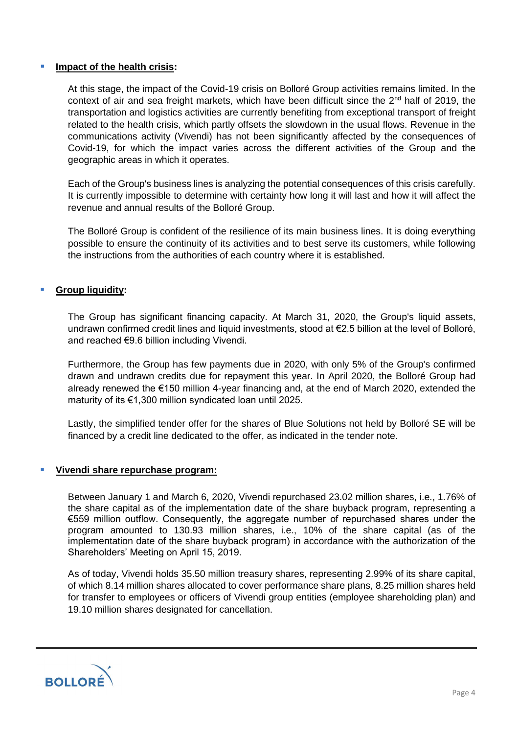- **Impact of the health crisis:**

At this stage, the impact of the Covid-19 crisis on Bolloré Group activities remains limited. In the context of air and sea freight markets, which have been difficult since the 2nd half of 2019, the transportation and logistics activities are currently benefiting from exceptional transport of freight related to the health crisis, which partly offsets the slowdown in the usual flows. Revenue in the communications activity (Vivendi) has not been significantly affected by the consequences of Covid-19, for which the impact varies across the different activities of the Group and the geographic areas in which it operates.

Each of the Group's business lines is analyzing the potential consequences of this crisis carefully. It is currently impossible to determine with certainty how long it will last and how it will affect the revenue and annual results of the Bolloré Group.

The Bolloré Group is confident of the resilience of its main business lines. It is doing everything possible to ensure the continuity of its activities and to best serve its customers, while following the instructions from the authorities of each country where it is established.

- **Group liquidity:**

The Group has significant financing capacity. At March 31, 2020, the Group's liquid assets, undrawn confirmed credit lines and liquid investments, stood at €2.5 billion at the level of Bolloré, and reached €9.6 billion including Vivendi.

Furthermore, the Group has few payments due in 2020, with only 5% of the Group's confirmed drawn and undrawn credits due for repayment this year. In April 2020, the Bolloré Group had already renewed the €150 million 4-year financing and, at the end of March 2020, extended the maturity of its €1,300 million syndicated loan until 2025.

Lastly, the simplified tender offer for the shares of Blue Solutions not held by Bolloré SE will be financed by a credit line dedicated to the offer, as indicated in the tender note.

- **Vivendi share repurchase program:**

Between January 1 and March 6, 2020, Vivendi repurchased 23.02 million shares, i.e., 1.76% of the share capital as of the implementation date of the share buyback program, representing a €559 million outflow. Consequently, the aggregate number of repurchased shares under the program amounted to 130.93 million shares, i.e., 10% of the share capital (as of the implementation date of the share buyback program) in accordance with the authorization of the Shareholders' Meeting on April 15, 2019.

As of today, Vivendi holds 35.50 million treasury shares, representing 2.99% of its share capital, of which 8.14 million shares allocated to cover performance share plans, 8.25 million shares held for transfer to employees or officers of Vivendi group entities (employee shareholding plan) and 19.10 million shares designated for cancellation.